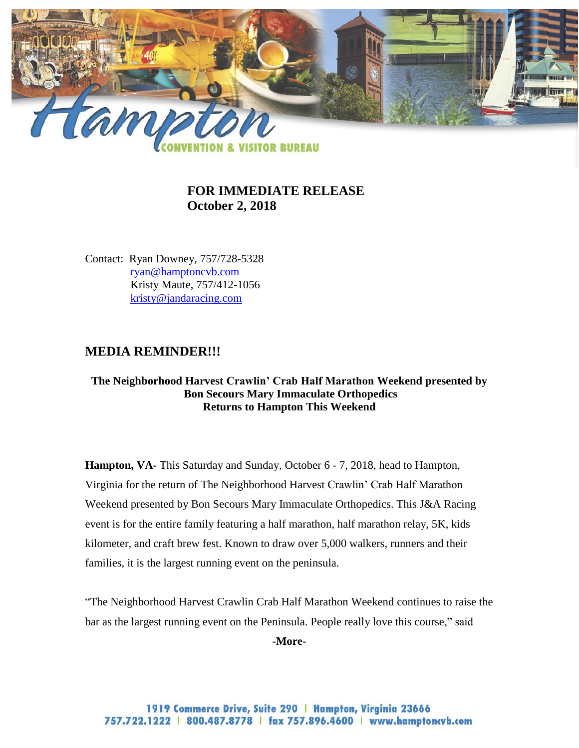**FOR IMMEDIATE RELEASE**
**October 2, 2018**

Contact: Ryan Downey, 757/728-5328
ryan@hamptoncvb.com
Kristy Maute, 757/412-1056
kristy@jandaracing.com

## MEDIA REMINDER!!!

**The Neighborhood Harvest Crawlin' Crab Half Marathon Weekend presented by Bon Secours Mary Immaculate Orthopedics Returns to Hampton This Weekend**

**Hampton, VA-** This Saturday and Sunday, October 6 - 7, 2018, head to Hampton, Virginia for the return of The Neighborhood Harvest Crawlin' Crab Half Marathon Weekend presented by Bon Secours Mary Immaculate Orthopedics. This J&A Racing event is for the entire family featuring a half marathon, half marathon relay, 5K, kids kilometer, and craft brew fest. Known to draw over 5,000 walkers, runners and their families, it is the largest running event on the peninsula.

"The Neighborhood Harvest Crawlin Crab Half Marathon Weekend continues to raise the bar as the largest running event on the Peninsula. People really love this course," said

**-More-**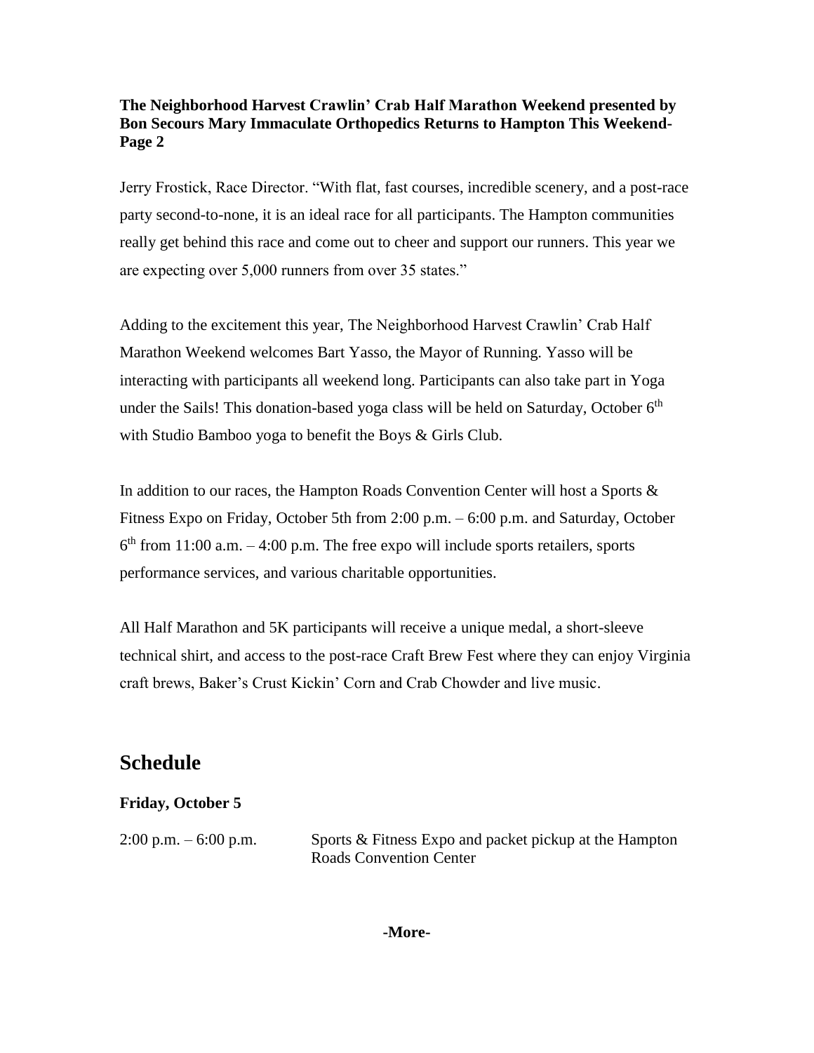Jerry Frostick, Race Director. "With flat, fast courses, incredible scenery, and a post-race party second-to-none, it is an ideal race for all participants. The Hampton communities really get behind this race and come out to cheer and support our runners. This year we are expecting over 5,000 runners from over 35 states."

Adding to the excitement this year, The Neighborhood Harvest Crawlin' Crab Half Marathon Weekend welcomes Bart Yasso, the Mayor of Running. Yasso will be interacting with participants all weekend long. Participants can also take part in Yoga under the Sails! This donation-based yoga class will be held on Saturday, October 6th with Studio Bamboo yoga to benefit the Boys & Girls Club.

In addition to our races, the Hampton Roads Convention Center will host a Sports & Fitness Expo on Friday, October 5th from 2:00 p.m. – 6:00 p.m. and Saturday, October 6th from 11:00 a.m. – 4:00 p.m. The free expo will include sports retailers, sports performance services, and various charitable opportunities.

All Half Marathon and 5K participants will receive a unique medal, a short-sleeve technical shirt, and access to the post-race Craft Brew Fest where they can enjoy Virginia craft brews, Baker's Crust Kickin' Corn and Crab Chowder and live music.

## Schedule

**Friday, October 5**

2:00 p.m. – 6:00 p.m. Sports & Fitness Expo and packet pickup at the Hampton Roads Convention Center

-More-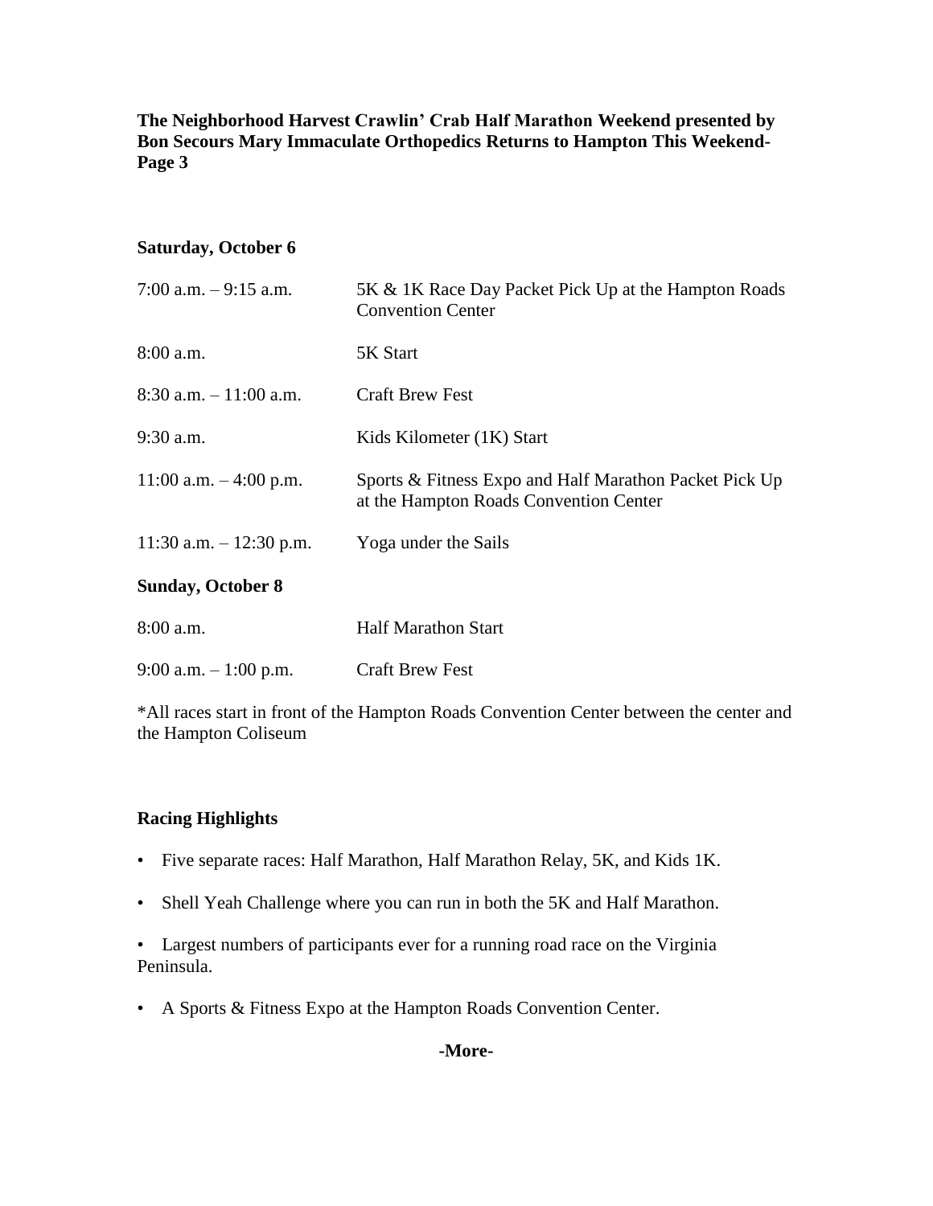**The Neighborhood Harvest Crawlin' Crab Half Marathon Weekend presented by Bon Secours Mary Immaculate Orthopedics Returns to Hampton This Weekend- Page 3**

**Saturday, October 6**

| | |
|---|---|
| 7:00 a.m. – 9:15 a.m. | 5K & 1K Race Day Packet Pick Up at the Hampton Roads Convention Center |
| 8:00 a.m. | 5K Start |
| 8:30 a.m. – 11:00 a.m. | Craft Brew Fest |
| 9:30 a.m. | Kids Kilometer (1K) Start |
| 11:00 a.m. – 4:00 p.m. | Sports & Fitness Expo and Half Marathon Packet Pick Up at the Hampton Roads Convention Center |
| 11:30 a.m. – 12:30 p.m. | Yoga under the Sails |

**Sunday, October 8**

| | |
|---|---|
| 8:00 a.m. | Half Marathon Start |
| 9:00 a.m. – 1:00 p.m. | Craft Brew Fest |

*All races start in front of the Hampton Roads Convention Center between the center and the Hampton Coliseum

**Racing Highlights**

- Five separate races: Half Marathon, Half Marathon Relay, 5K, and Kids 1K.
- Shell Yeah Challenge where you can run in both the 5K and Half Marathon.
- Largest numbers of participants ever for a running road race on the Virginia Peninsula.
- A Sports & Fitness Expo at the Hampton Roads Convention Center.

-More-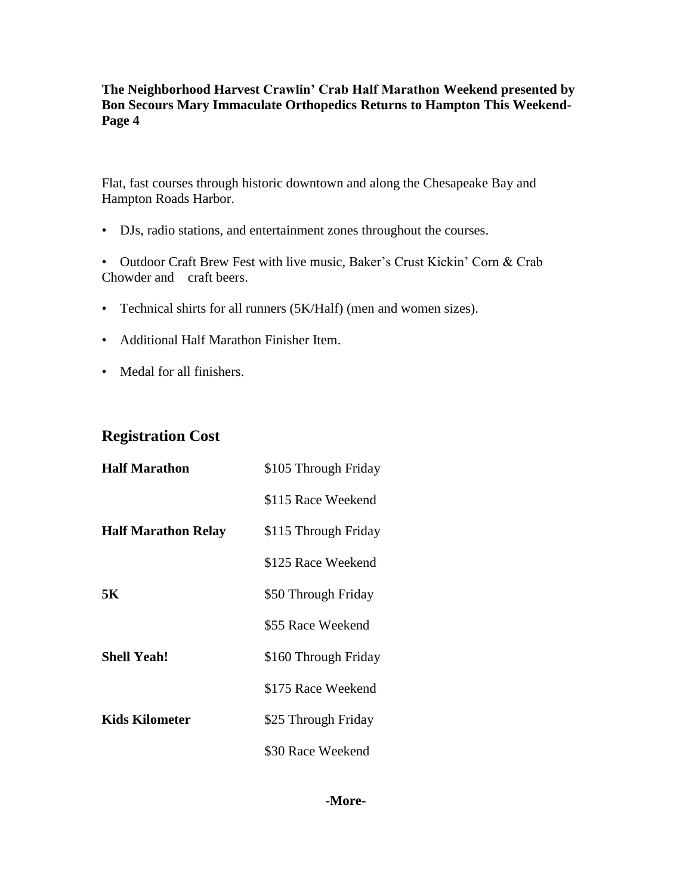Flat, fast courses through historic downtown and along the Chesapeake Bay and Hampton Roads Harbor.

- DJs, radio stations, and entertainment zones throughout the courses.
- Outdoor Craft Brew Fest with live music, Baker's Crust Kickin' Corn & Crab Chowder and craft beers.
- Technical shirts for all runners (5K/Half) (men and women sizes).
- Additional Half Marathon Finisher Item.
- Medal for all finishers.

## Registration Cost

| | |
|---|---|
| **Half Marathon** | $105 Through Friday |
| | $115 Race Weekend |
| **Half Marathon Relay** | $115 Through Friday |
| | $125 Race Weekend |
| **5K** | $50 Through Friday |
| | $55 Race Weekend |
| **Shell Yeah!** | $160 Through Friday |
| | $175 Race Weekend |
| **Kids Kilometer** | $25 Through Friday |
| | $30 Race Weekend |

**-More-**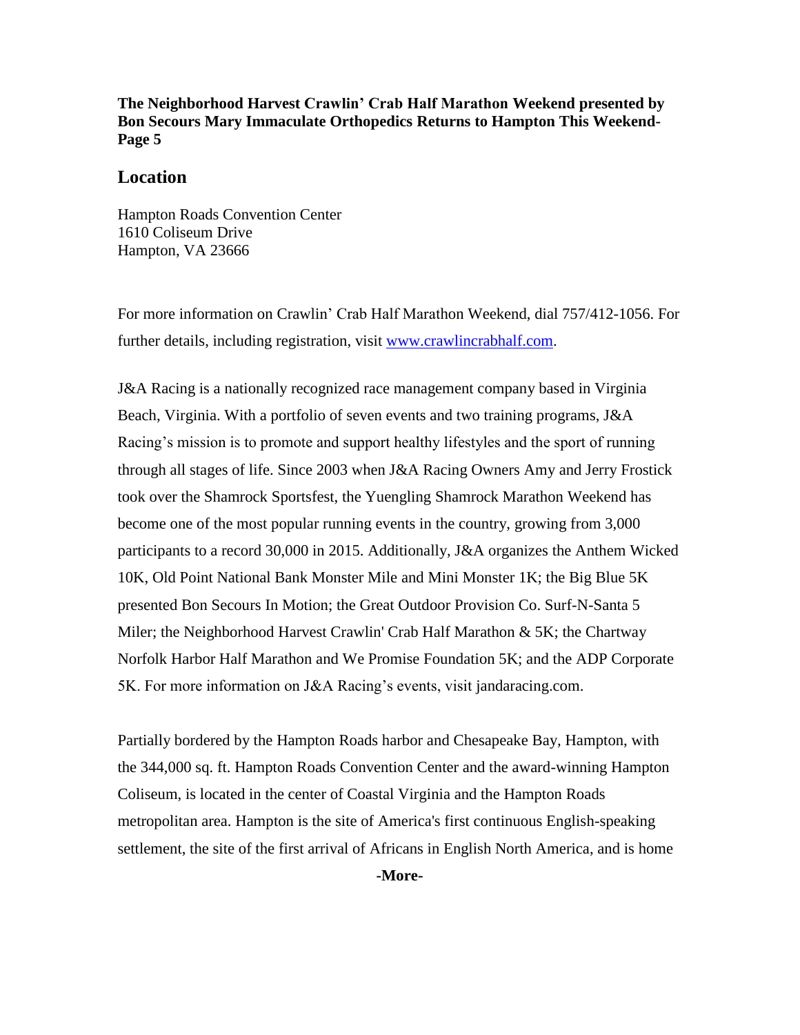## Location

Hampton Roads Convention Center
1610 Coliseum Drive
Hampton, VA 23666

For more information on Crawlin' Crab Half Marathon Weekend, dial 757/412-1056. For further details, including registration, visit [www.crawlincrabhalf.com](www.crawlincrabhalf.com).

J&A Racing is a nationally recognized race management company based in Virginia Beach, Virginia. With a portfolio of seven events and two training programs, J&A Racing's mission is to promote and support healthy lifestyles and the sport of running through all stages of life. Since 2003 when J&A Racing Owners Amy and Jerry Frostick took over the Shamrock Sportsfest, the Yuengling Shamrock Marathon Weekend has become one of the most popular running events in the country, growing from 3,000 participants to a record 30,000 in 2015. Additionally, J&A organizes the Anthem Wicked 10K, Old Point National Bank Monster Mile and Mini Monster 1K; the Big Blue 5K presented Bon Secours In Motion; the Great Outdoor Provision Co. Surf-N-Santa 5 Miler; the Neighborhood Harvest Crawlin' Crab Half Marathon & 5K; the Chartway Norfolk Harbor Half Marathon and We Promise Foundation 5K; and the ADP Corporate 5K. For more information on J&A Racing's events, visit jandaracing.com.

Partially bordered by the Hampton Roads harbor and Chesapeake Bay, Hampton, with the 344,000 sq. ft. Hampton Roads Convention Center and the award-winning Hampton Coliseum, is located in the center of Coastal Virginia and the Hampton Roads metropolitan area. Hampton is the site of America's first continuous English-speaking settlement, the site of the first arrival of Africans in English North America, and is home

**-More-**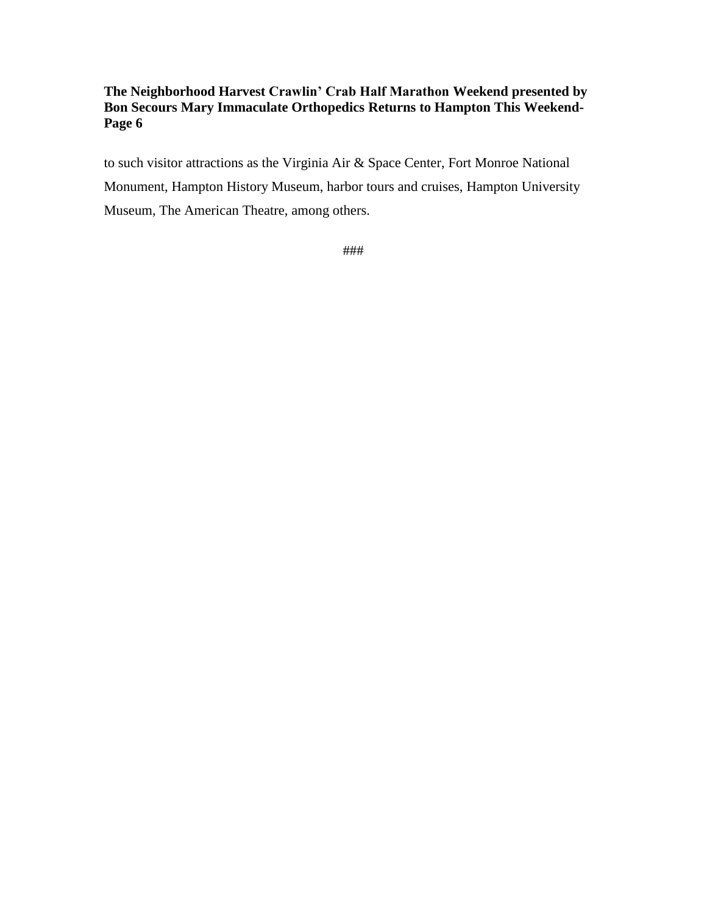to such visitor attractions as the Virginia Air & Space Center, Fort Monroe National Monument, Hampton History Museum, harbor tours and cruises, Hampton University Museum, The American Theatre, among others.

###